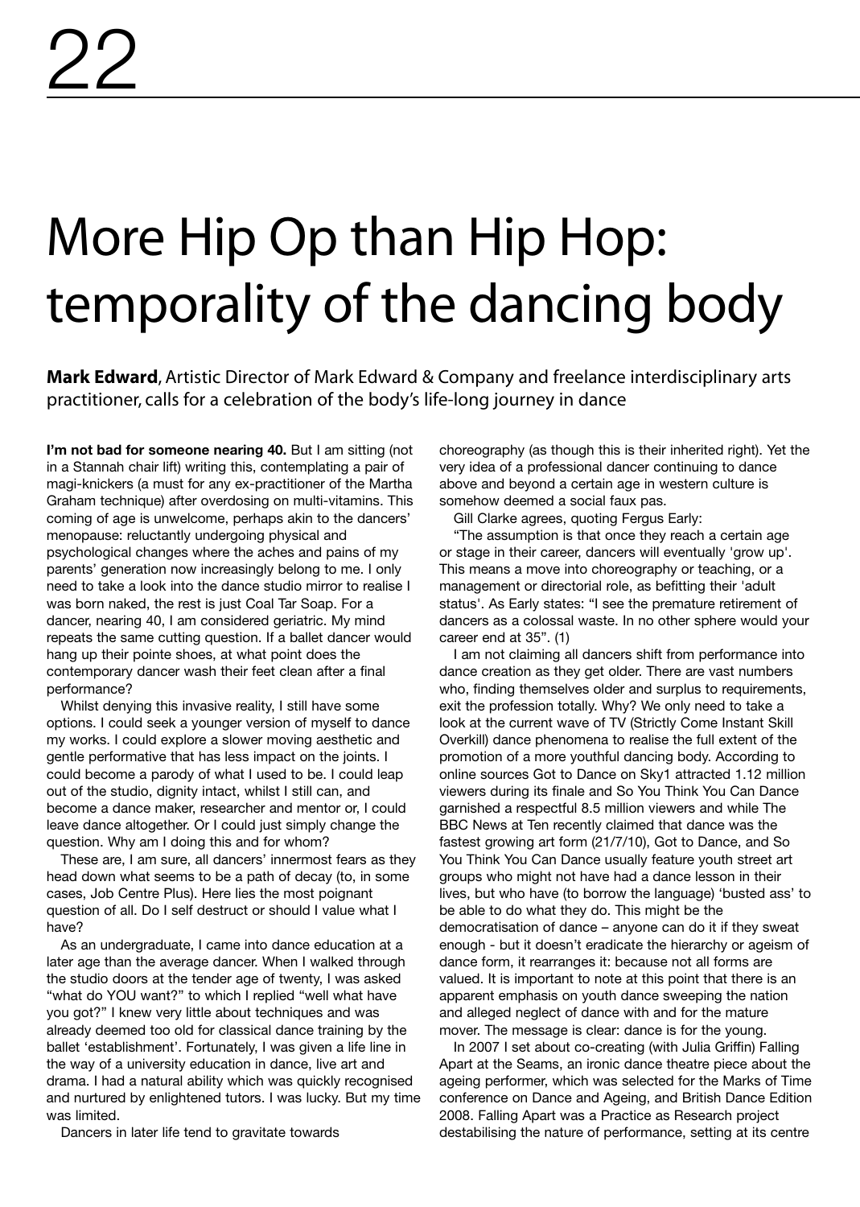# More Hip Op than Hip Hop: temporality of the dancing body

**Mark Edward**, Artistic Director of Mark Edward & Company and freelance interdisciplinary arts practitioner, calls for a celebration of the body's life-long journey in dance

**I'm not bad for someone nearing 40.** But I am sitting (not in a Stannah chair lift) writing this, contemplating a pair of magi-knickers (a must for any ex-practitioner of the Martha Graham technique) after overdosing on multi-vitamins. This coming of age is unwelcome, perhaps akin to the dancers' menopause: reluctantly undergoing physical and psychological changes where the aches and pains of my parents' generation now increasingly belong to me. I only need to take a look into the dance studio mirror to realise I was born naked, the rest is just Coal Tar Soap. For a dancer, nearing 40, I am considered geriatric. My mind repeats the same cutting question. If a ballet dancer would hang up their pointe shoes, at what point does the contemporary dancer wash their feet clean after a final performance?

Whilst denying this invasive reality, I still have some options. I could seek a younger version of myself to dance my works. I could explore a slower moving aesthetic and gentle performative that has less impact on the joints. I could become a parody of what I used to be. I could leap out of the studio, dignity intact, whilst I still can, and become a dance maker, researcher and mentor or, I could leave dance altogether. Or I could just simply change the question. Why am I doing this and for whom?

These are, I am sure, all dancers' innermost fears as they head down what seems to be a path of decay (to, in some cases, Job Centre Plus). Here lies the most poignant question of all. Do I self destruct or should I value what I have?

As an undergraduate, I came into dance education at a later age than the average dancer. When I walked through the studio doors at the tender age of twenty, I was asked "what do YOU want?" to which I replied "well what have you got?" I knew very little about techniques and was already deemed too old for classical dance training by the ballet 'establishment'. Fortunately, I was given a life line in the way of a university education in dance, live art and drama. I had a natural ability which was quickly recognised and nurtured by enlightened tutors. I was lucky. But my time was limited.

Dancers in later life tend to gravitate towards choreography (as though this is their inherited right). Yet the very idea of a professional dancer continuing to dance above and beyond a certain age in western culture is somehow deemed a social faux pas.

Gill Clarke agrees, quoting Fergus Early:

"The assumption is that once they reach a certain age or stage in their career, dancers will eventually 'grow up'. This means a move into choreography or teaching, or a management or directorial role, as befitting their 'adult status'. As Early states: "I see the premature retirement of dancers as a colossal waste. In no other sphere would your career end at 35". (1)

I am not claiming all dancers shift from performance into dance creation as they get older. There are vast numbers who, finding themselves older and surplus to requirements, exit the profession totally. Why? We only need to take a look at the current wave of TV (Strictly Come Instant Skill Overkill) dance phenomena to realise the full extent of the promotion of a more youthful dancing body. According to online sources Got to Dance on Sky1 attracted 1.12 million viewers during its finale and So You Think You Can Dance garnished a respectful 8.5 million viewers and while The BBC News at Ten recently claimed that dance was the fastest growing art form (21/7/10), Got to Dance, and So You Think You Can Dance usually feature youth street art groups who might not have had a dance lesson in their lives, but who have (to borrow the language) 'busted ass' to be able to do what they do. This might be the democratisation of dance – anyone can do it if they sweat enough - but it doesn't eradicate the hierarchy or ageism of dance form, it rearranges it: because not all forms are valued. It is important to note at this point that there is an apparent emphasis on youth dance sweeping the nation and alleged neglect of dance with and for the mature mover. The message is clear: dance is for the young.

In 2007 I set about co-creating (with Julia Griffin) Falling Apart at the Seams, an ironic dance theatre piece about the ageing performer, which was selected for the Marks of Time conference on Dance and Ageing, and British Dance Edition 2008. Falling Apart was a Practice as Research project destabilising the nature of performance, setting at its centre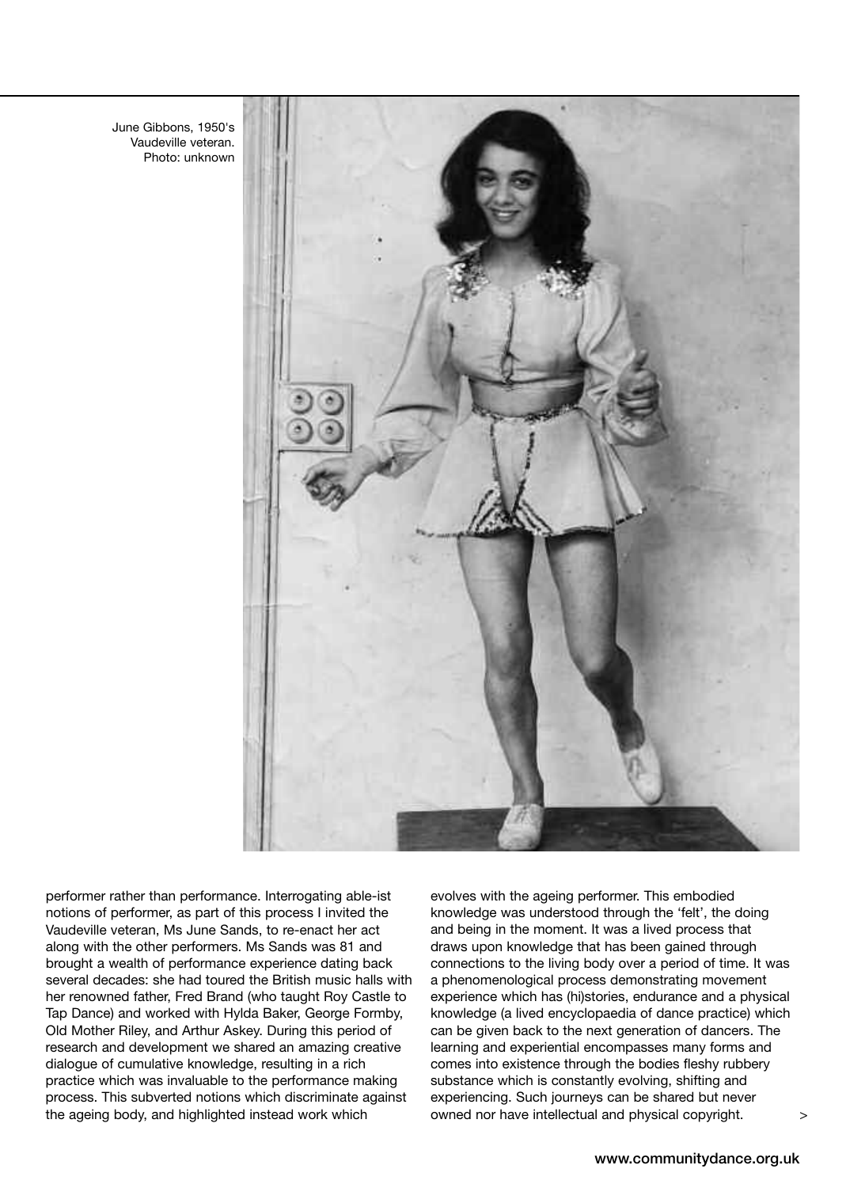June Gibbons, 1950's Vaudeville veteran. Photo: unknown

performer rather than performance. Interrogating able-ist notions of performer, as part of this process I invited the Vaudeville veteran, Ms June Sands, to re-enact her act along with the other performers. Ms Sands was 81 and brought a wealth of performance experience dating back several decades: she had toured the British music halls with her renowned father, Fred Brand (who taught Roy Castle to Tap Dance) and worked with Hylda Baker, George Formby, Old Mother Riley, and Arthur Askey. During this period of research and development we shared an amazing creative dialogue of cumulative knowledge, resulting in a rich practice which was invaluable to the performance making process. This subverted notions which discriminate against the ageing body, and highlighted instead work which evolves with the ageing performer. This embodied knowledge was understood through the 'felt', the doing and being in the moment. It was a lived process that draws upon knowledge that has been gained through connections to the living body over a period of time. It was a phenomenological process demonstrating movement experience which has (hi)stories, endurance and a physical knowledge (a lived encyclopaedia of dance practice) which can be given back to the next generation of dancers. The learning and experiential encompasses many forms and comes into existence through the bodies fleshy rubbery substance which is constantly evolving, shifting and experiencing. Such journeys can be shared but never owned nor have intellectual and physical copyright.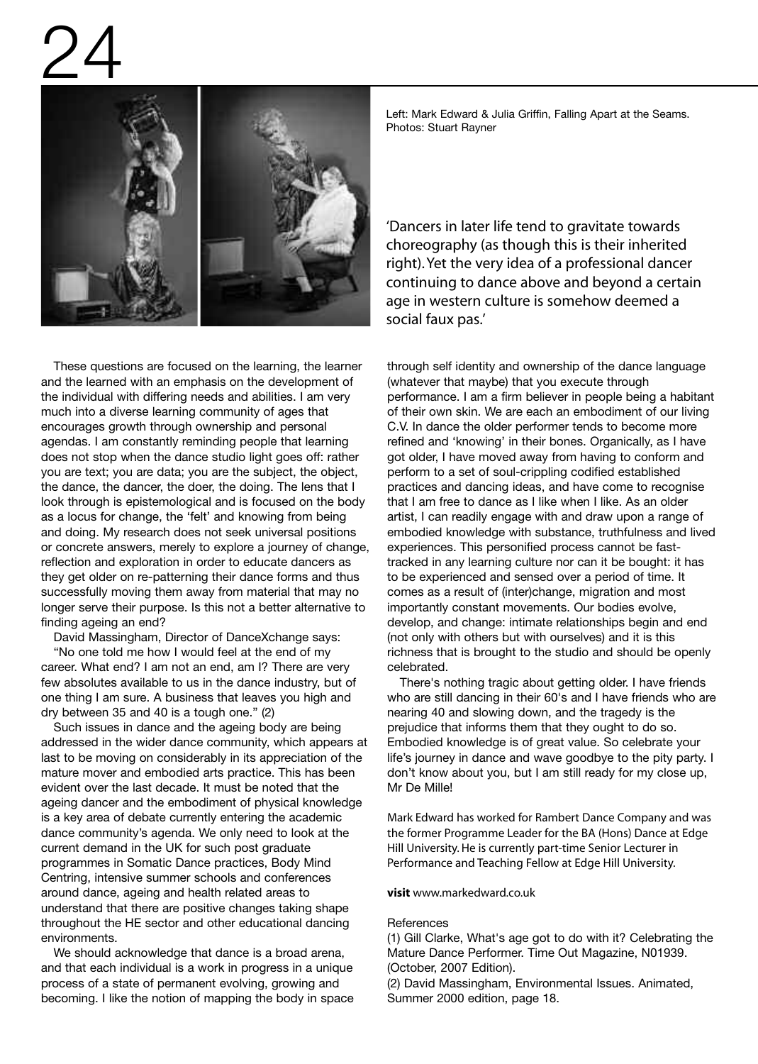Left: Mark Edward & Julia Griffin, Falling Apart at the Seams. Photos: Stuart Rayner

'Dancers in later life tend to gravitate towards choreography (as though this is their inherited right). Yet the very idea of a professional dancer continuing to dance above and beyond a certain age in western culture is somehow deemed a social faux pas.'

These questions are focused on the learning, the learner and the learned with an emphasis on the development of the individual with differing needs and abilities. I am very much into a diverse learning community of ages that encourages growth through ownership and personal agendas. I am constantly reminding people that learning does not stop when the dance studio light goes off: rather you are text; you are data; you are the subject, the object, the dance, the dancer, the doer, the doing. The lens that I look through is epistemological and is focused on the body as a locus for change, the 'felt' and knowing from being and doing. My research does not seek universal positions or concrete answers, merely to explore a journey of change, reflection and exploration in order to educate dancers as they get older on re-patterning their dance forms and thus successfully moving them away from material that may no longer serve their purpose. Is this not a better alternative to finding ageing an end?

David Massingham, Director of DanceXchange says: "No one told me how I would feel at the end of my career. What end? I am not an end, am I? There are very few absolutes available to us in the dance industry, but of one thing I am sure. A business that leaves you high and dry between 35 and 40 is a tough one." (2)

Such issues in dance and the ageing body are being addressed in the wider dance community, which appears at last to be moving on considerably in its appreciation of the mature mover and embodied arts practice. This has been evident over the last decade. It must be noted that the ageing dancer and the embodiment of physical knowledge is a key area of debate currently entering the academic dance community's agenda. We only need to look at the current demand in the UK for such post graduate programmes in Somatic Dance practices, Body Mind Centring, intensive summer schools and conferences around dance, ageing and health related areas to understand that there are positive changes taking shape throughout the HE sector and other educational dancing environments.

We should acknowledge that dance is a broad arena, and that each individual is a work in progress in a unique process of a state of permanent evolving, growing and becoming. I like the notion of mapping the body in space through self identity and ownership of the dance language (whatever that maybe) that you execute through performance. I am a firm believer in people being a habitant of their own skin. We are each an embodiment of our living C.V. In dance the older performer tends to become more refined and 'knowing' in their bones. Organically, as I have got older, I have moved away from having to conform and perform to a set of soul-crippling codified established practices and dancing ideas, and have come to recognise that I am free to dance as I like when I like. As an older artist, I can readily engage with and draw upon a range of embodied knowledge with substance, truthfulness and lived experiences. This personified process cannot be fast-tracked in any learning culture nor can it be bought: it has to be experienced and sensed over a period of time. It comes as a result of (inter)change, migration and most importantly constant movements. Our bodies evolve, develop, and change: intimate relationships begin and end (not only with others but with ourselves) and it is this richness that is brought to the studio and should be openly celebrated.

There's nothing tragic about getting older. I have friends who are still dancing in their 60's and I have friends who are nearing 40 and slowing down, and the tragedy is the prejudice that informs them that they ought to do so. Embodied knowledge is of great value. So celebrate your life's journey in dance and wave goodbye to the pity party. I don't know about you, but I am still ready for my close up, Mr De Mille!

Mark Edward has worked for Rambert Dance Company and was the former Programme Leader for the BA (Hons) Dance at Edge Hill University. He is currently part-time Senior Lecturer in Performance and Teaching Fellow at Edge Hill University.

**visit** www.markedward.co.uk

References

(1) Gill Clarke, What's age got to do with it? Celebrating the Mature Dance Performer. Time Out Magazine, N01939. (October, 2007 Edition).

(2) David Massingham, Environmental Issues. Animated, Summer 2000 edition, page 18.